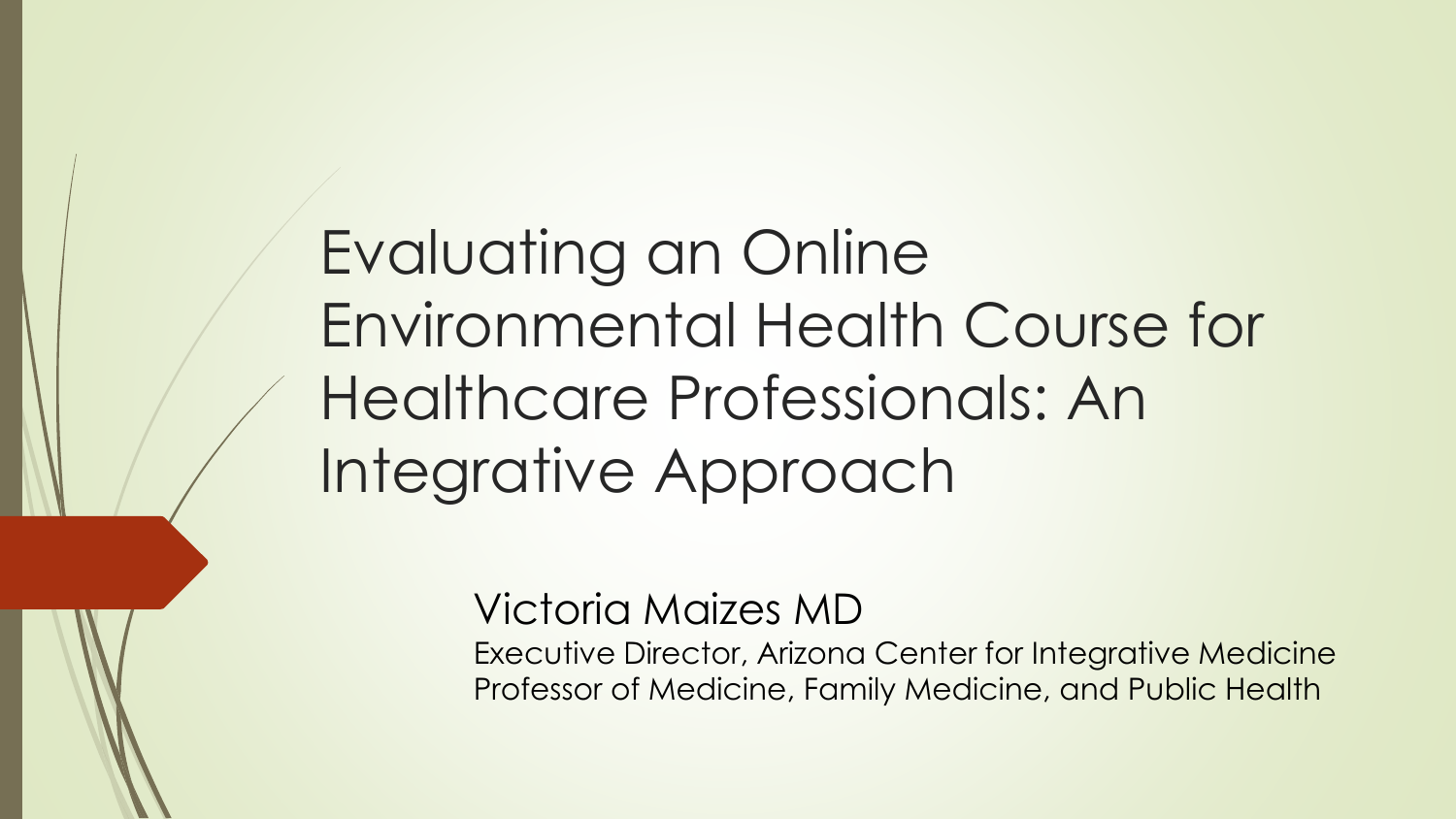# Evaluating an Online Environmental Health Course for Healthcare Professionals: An Integrative Approach

Victoria Maizes MD

Executive Director, Arizona Center for Integrative Medicine

Professor of Medicine, Family Medicine, and Public Health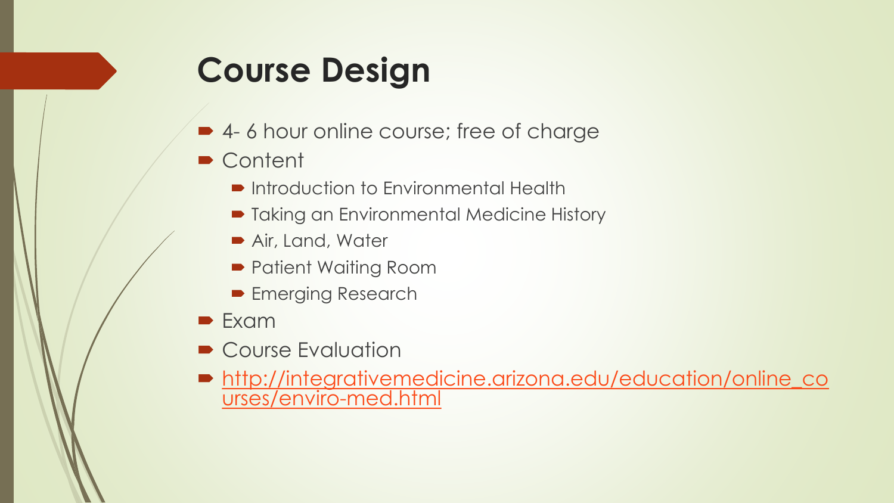# Course Design

- 4- 6 hour online course; free of charge
- Content
  - Introduction to Environmental Health
  - Taking an Environmental Medicine History
  - Air, Land, Water
  - Patient Waiting Room
  - Emerging Research
- Exam
- Course Evaluation
- http://integrativemedicine.arizona.edu/education/online_courses/enviro-med.html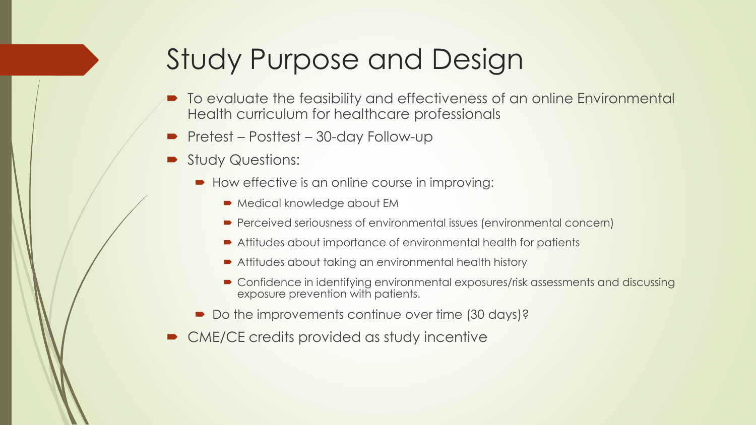# Study Purpose and Design

- To evaluate the feasibility and effectiveness of an online Environmental Health curriculum for healthcare professionals
- Pretest – Posttest – 30-day Follow-up
- Study Questions:
  - How effective is an online course in improving:
    - Medical knowledge about EM
    - Perceived seriousness of environmental issues (environmental concern)
    - Attitudes about importance of environmental health for patients
    - Attitudes about taking an environmental health history
    - Confidence in identifying environmental exposures/risk assessments and discussing exposure prevention with patients.
  - Do the improvements continue over time (30 days)?
- CME/CE credits provided as study incentive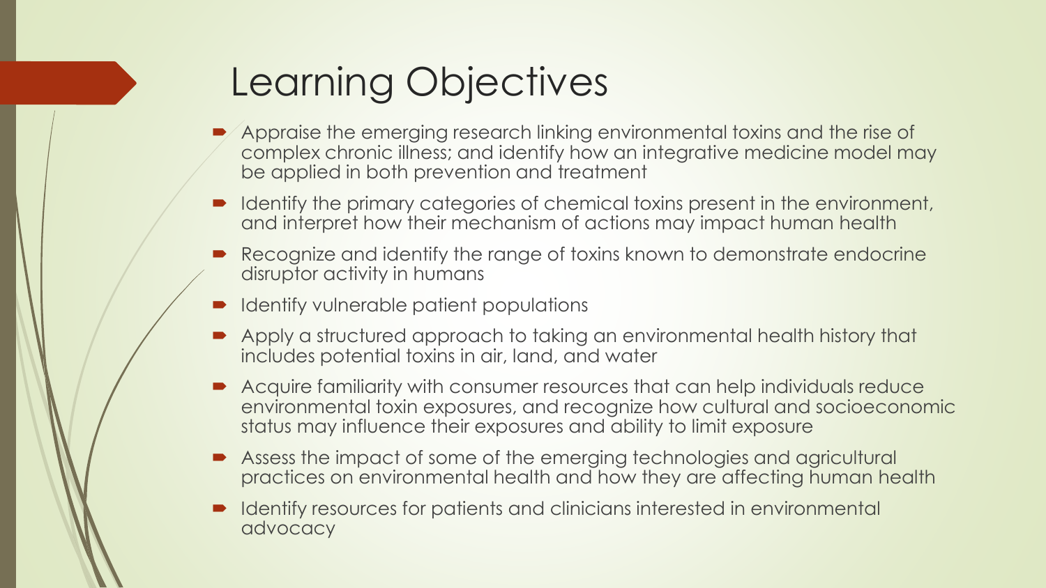# Learning Objectives

- Appraise the emerging research linking environmental toxins and the rise of complex chronic illness; and identify how an integrative medicine model may be applied in both prevention and treatment
- Identify the primary categories of chemical toxins present in the environment, and interpret how their mechanism of actions may impact human health
- Recognize and identify the range of toxins known to demonstrate endocrine disruptor activity in humans
- Identify vulnerable patient populations
- Apply a structured approach to taking an environmental health history that includes potential toxins in air, land, and water
- Acquire familiarity with consumer resources that can help individuals reduce environmental toxin exposures, and recognize how cultural and socioeconomic status may influence their exposures and ability to limit exposure
- Assess the impact of some of the emerging technologies and agricultural practices on environmental health and how they are affecting human health
- Identify resources for patients and clinicians interested in environmental advocacy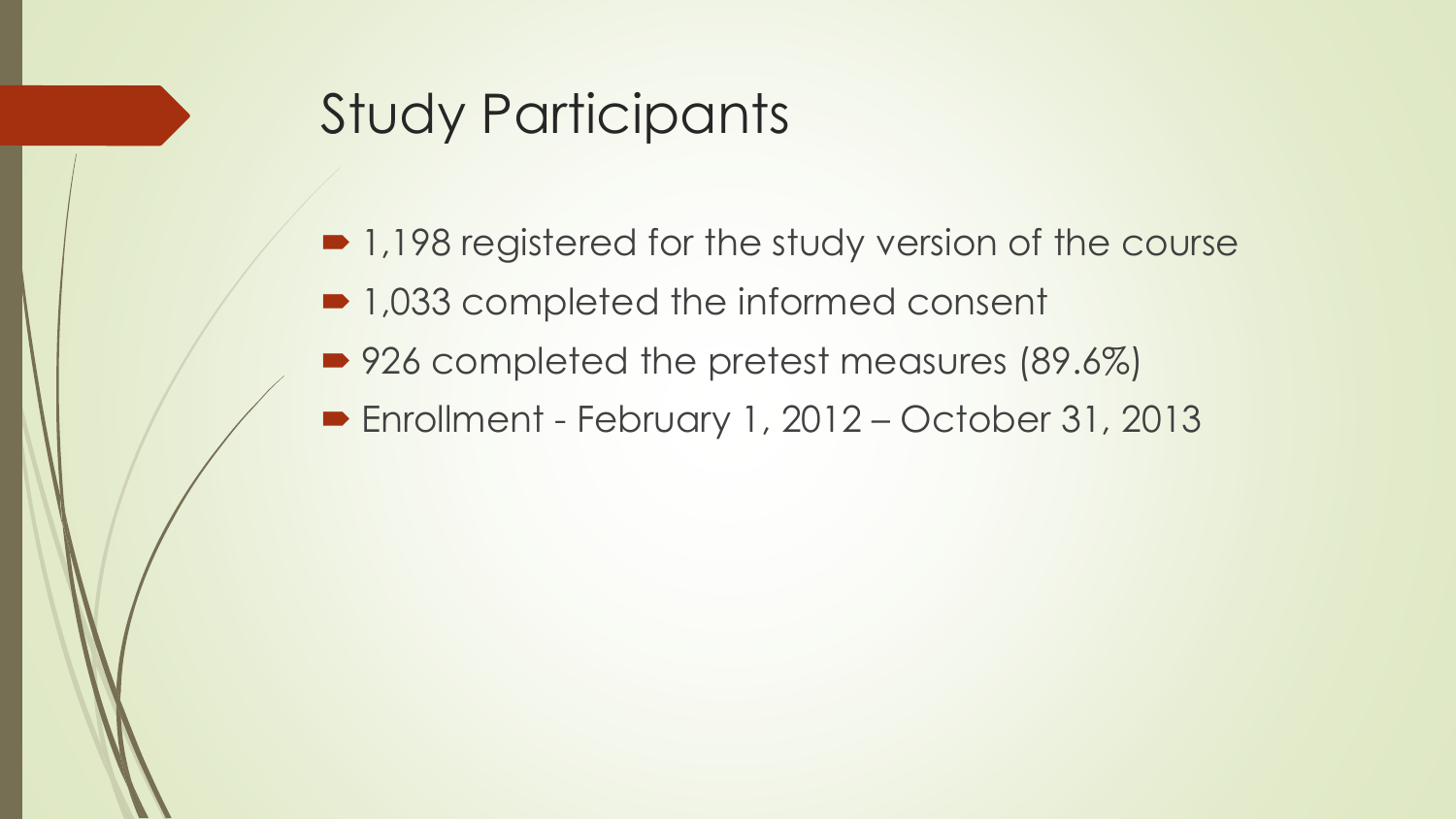# Study Participants

- 1,198 registered for the study version of the course
- 1,033 completed the informed consent
- 926 completed the pretest measures (89.6%)
- Enrollment - February 1, 2012 – October 31, 2013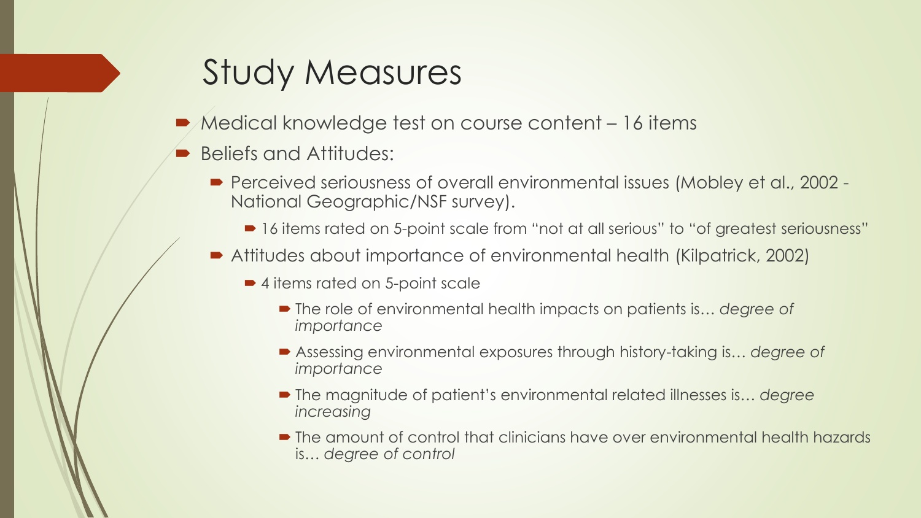# Study Measures

- Medical knowledge test on course content – 16 items
- Beliefs and Attitudes:
  - Perceived seriousness of overall environmental issues (Mobley et al., 2002 - National Geographic/NSF survey).
    - 16 items rated on 5-point scale from "not at all serious" to "of greatest seriousness"
  - Attitudes about importance of environmental health (Kilpatrick, 2002)
    - 4 items rated on 5-point scale
      - The role of environmental health impacts on patients is… *degree of importance*
      - Assessing environmental exposures through history-taking is… *degree of importance*
      - The magnitude of patient's environmental related illnesses is… *degree increasing*
      - The amount of control that clinicians have over environmental health hazards is… *degree of control*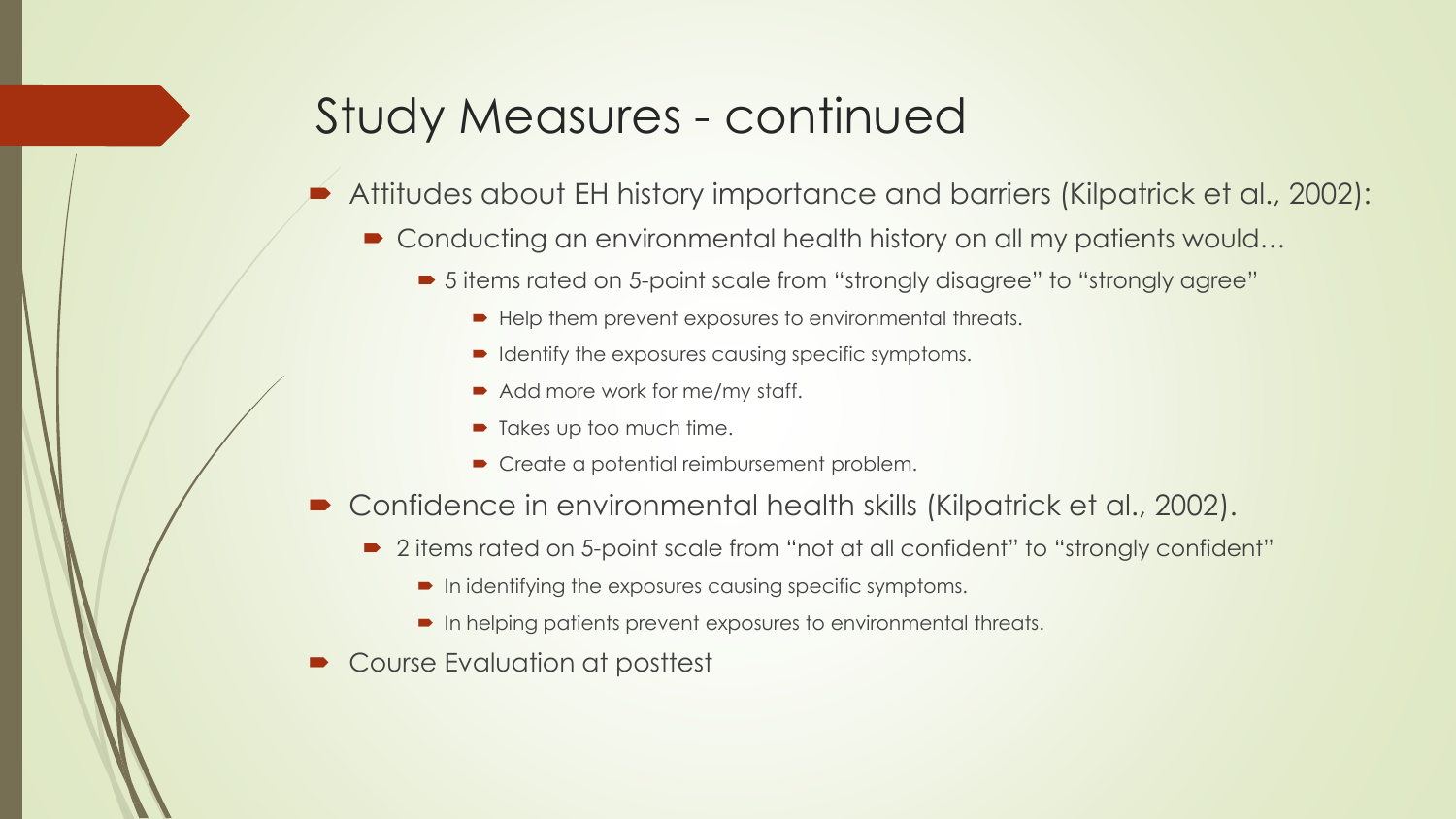# Study Measures - continued

- Attitudes about EH history importance and barriers (Kilpatrick et al., 2002):
  - Conducting an environmental health history on all my patients would…
    - 5 items rated on 5-point scale from "strongly disagree" to "strongly agree"
      - Help them prevent exposures to environmental threats.
      - Identify the exposures causing specific symptoms.
      - Add more work for me/my staff.
      - Takes up too much time.
      - Create a potential reimbursement problem.
- Confidence in environmental health skills (Kilpatrick et al., 2002).
  - 2 items rated on 5-point scale from "not at all confident" to "strongly confident"
    - In identifying the exposures causing specific symptoms.
    - In helping patients prevent exposures to environmental threats.
- Course Evaluation at posttest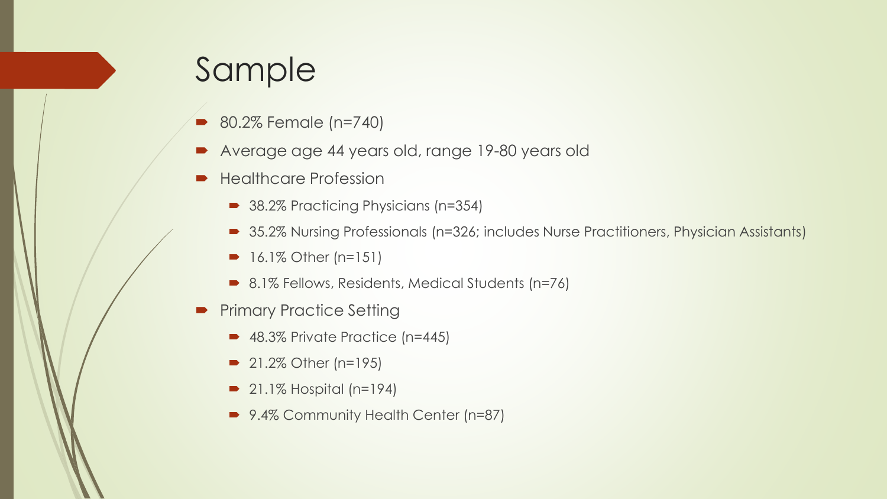# Sample

- 80.2% Female (n=740)
- Average age 44 years old, range 19-80 years old
- Healthcare Profession
  - 38.2% Practicing Physicians (n=354)
  - 35.2% Nursing Professionals (n=326; includes Nurse Practitioners, Physician Assistants)
  - 16.1% Other (n=151)
  - 8.1% Fellows, Residents, Medical Students (n=76)
- Primary Practice Setting
  - 48.3% Private Practice (n=445)
  - 21.2% Other (n=195)
  - 21.1% Hospital (n=194)
  - 9.4% Community Health Center (n=87)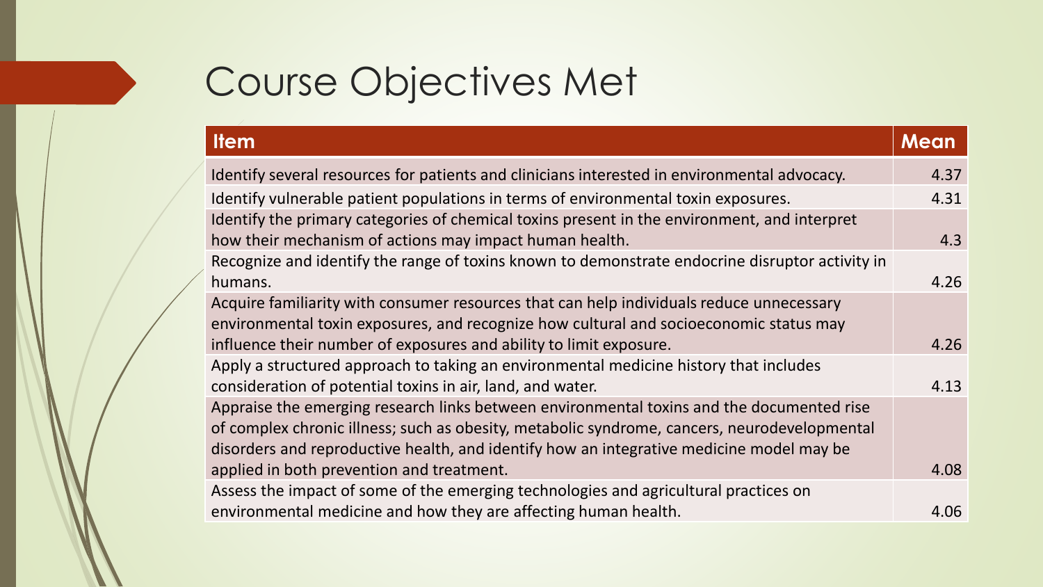# Course Objectives Met

| Item | Mean |
| --- | --- |
| Identify several resources for patients and clinicians interested in environmental advocacy. | 4.37 |
| Identify vulnerable patient populations in terms of environmental toxin exposures. | 4.31 |
| Identify the primary categories of chemical toxins present in the environment, and interpret how their mechanism of actions may impact human health. | 4.3 |
| Recognize and identify the range of toxins known to demonstrate endocrine disruptor activity in humans. | 4.26 |
| Acquire familiarity with consumer resources that can help individuals reduce unnecessary environmental toxin exposures, and recognize how cultural and socioeconomic status may influence their number of exposures and ability to limit exposure. | 4.26 |
| Apply a structured approach to taking an environmental medicine history that includes consideration of potential toxins in air, land, and water. | 4.13 |
| Appraise the emerging research links between environmental toxins and the documented rise of complex chronic illness; such as obesity, metabolic syndrome, cancers, neurodevelopmental disorders and reproductive health, and identify how an integrative medicine model may be applied in both prevention and treatment. | 4.08 |
| Assess the impact of some of the emerging technologies and agricultural practices on environmental medicine and how they are affecting human health. | 4.06 |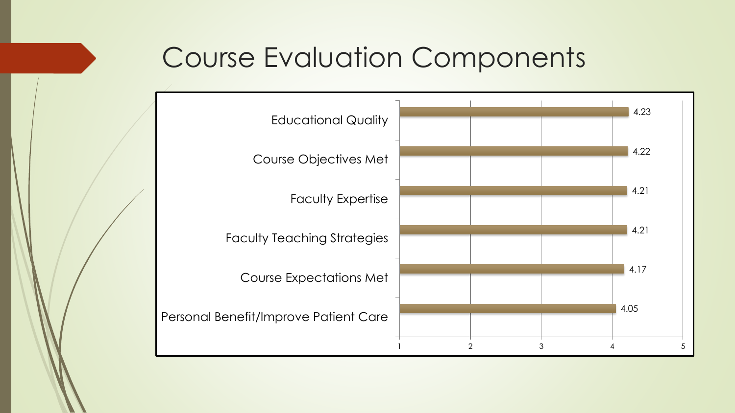# Course Evaluation Components

| Component | Score |
| --- | --- |
| Educational Quality | 4.23 |
| Course Objectives Met | 4.22 |
| Faculty Expertise | 4.21 |
| Faculty Teaching Strategies | 4.21 |
| Course Expectations Met | 4.17 |
| Personal Benefit/Improve Patient Care | 4.05 |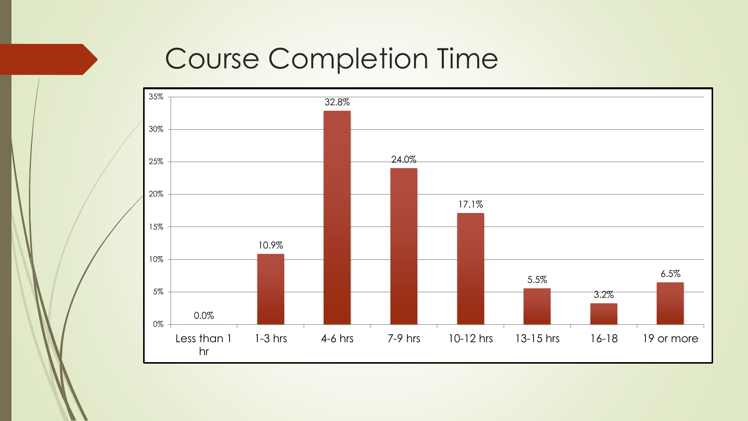# Course Completion Time

| Time | Percentage |
|---|---|
| Less than 1 hr | 0.0% |
| 1-3 hrs | 10.9% |
| 4-6 hrs | 32.8% |
| 7-9 hrs | 24.0% |
| 10-12 hrs | 17.1% |
| 13-15 hrs | 5.5% |
| 16-18 | 3.2% |
| 19 or more | 6.5% |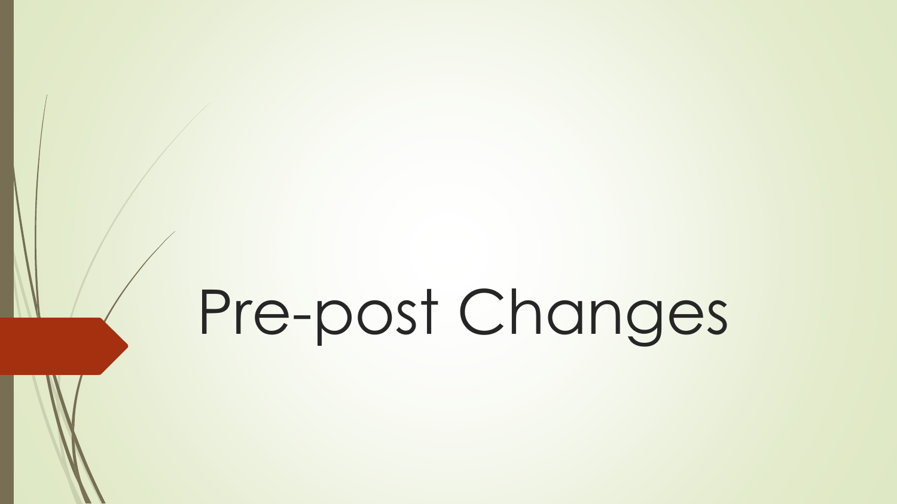# Pre-post Changes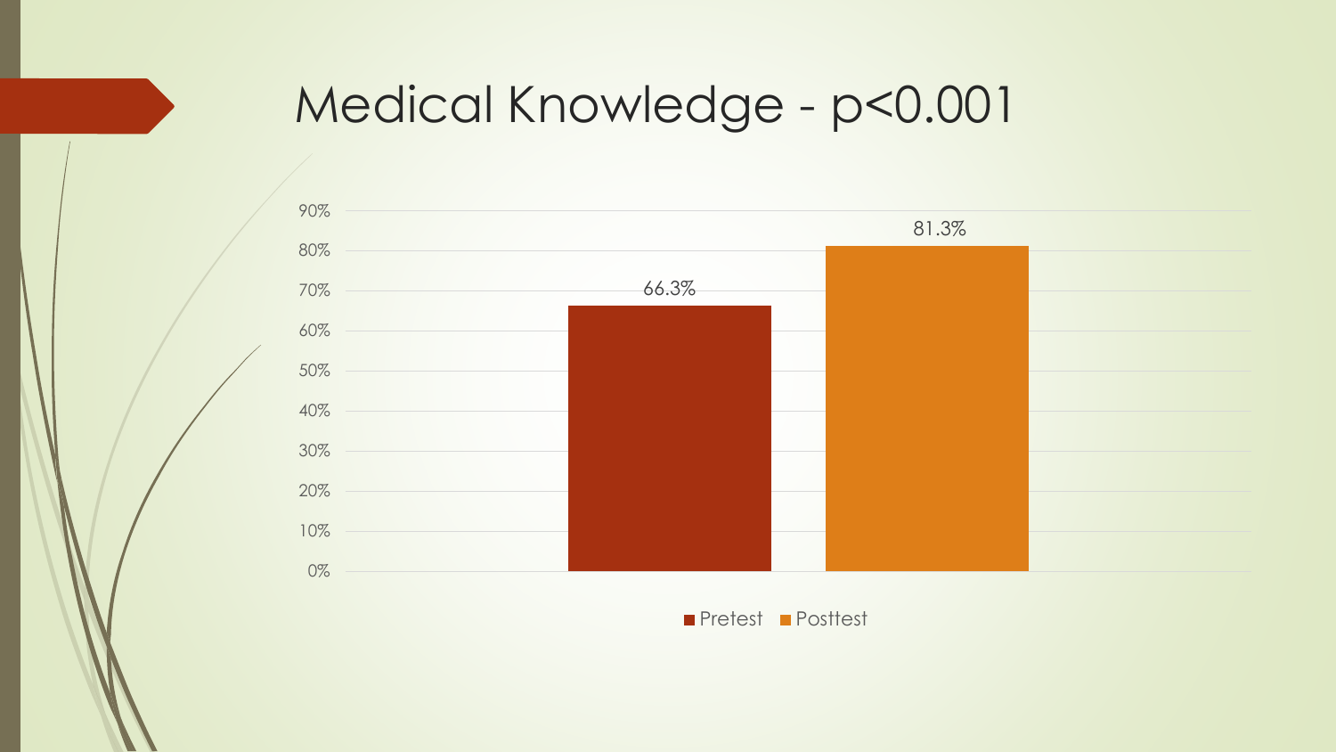# Medical Knowledge - $p<0.001$

| | Pretest | Posttest |
|---|---|---|
| Medical Knowledge | 66.3% | 81.3% |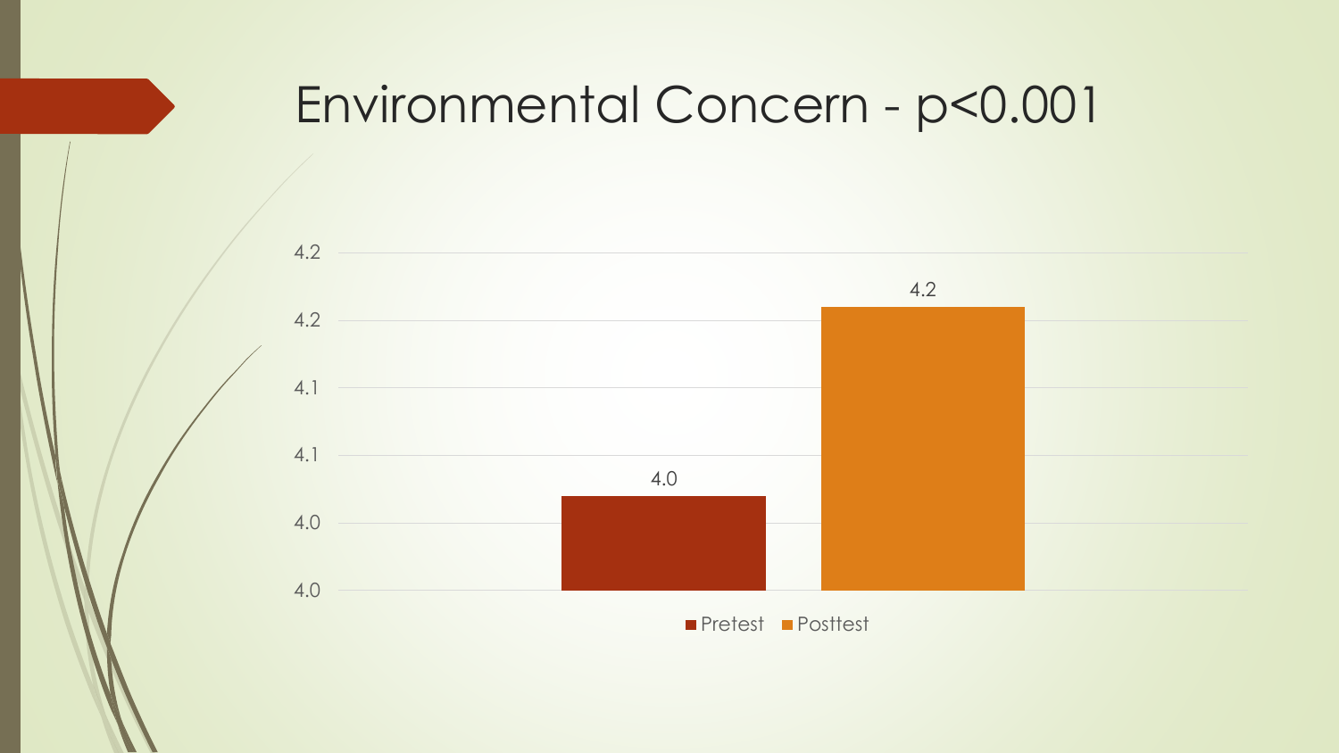# Environmental Concern - $p<0.001$

| | Pretest | Posttest |
|---|---|---|
| Environmental Concern | 4.0 | 4.2 |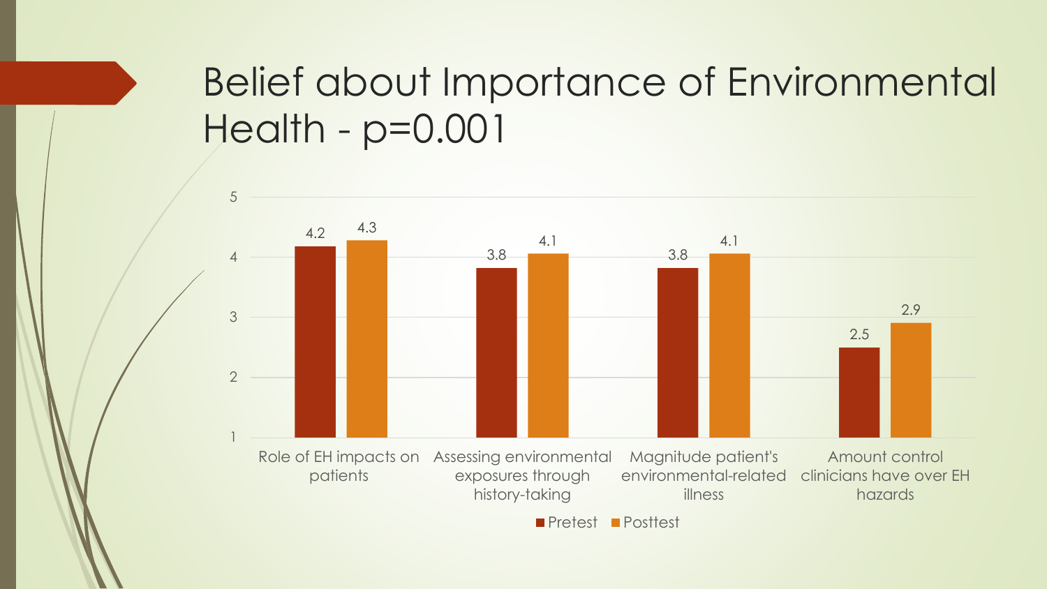# Belief about Importance of Environmental Health - p=0.001

| | Pretest | Posttest |
|---|---|---|
| Role of EH impacts on patients | 4.2 | 4.3 |
| Assessing environmental exposures through history-taking | 3.8 | 4.1 |
| Magnitude patient's environmental-related illness | 3.8 | 4.1 |
| Amount control clinicians have over EH hazards | 2.5 | 2.9 |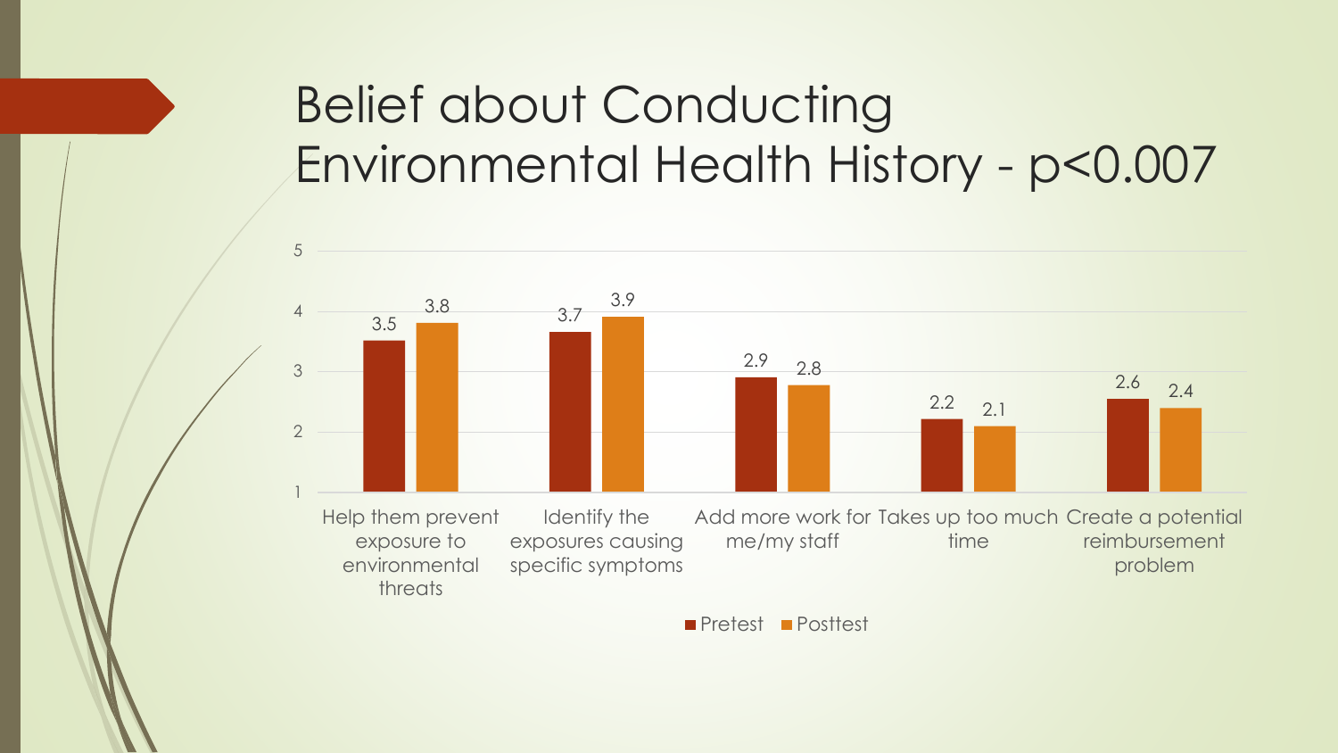# Belief about Conducting Environmental Health History - $p<0.007$

| | Pretest | Posttest |
|---|---|---|
| Help them prevent exposure to environmental threats | 3.5 | 3.8 |
| Identify the exposures causing specific symptoms | 3.7 | 3.9 |
| Add more work for me/my staff | 2.9 | 2.8 |
| Takes up too much time | 2.2 | 2.1 |
| Create a potential reimbursement problem | 2.6 | 2.4 |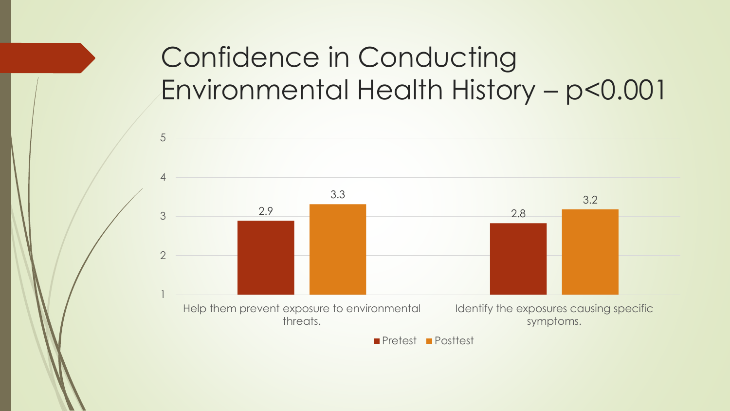# Confidence in Conducting Environmental Health History – $p<0.001$

| | Pretest | Posttest |
|---|---|---|
| Help them prevent exposure to environmental threats. | 2.9 | 3.3 |
| Identify the exposures causing specific symptoms. | 2.8 | 3.2 |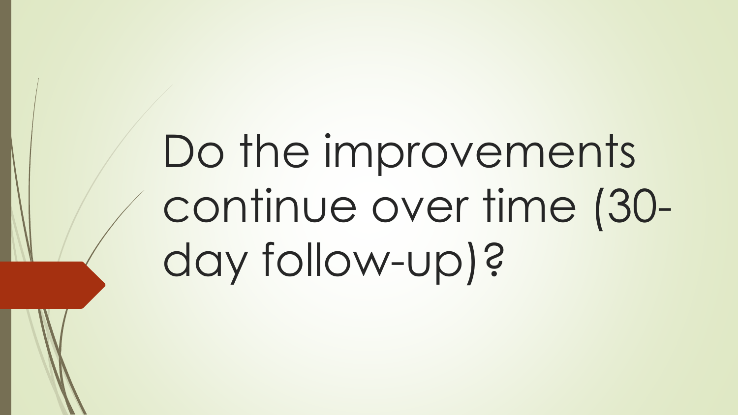# Do the improvements continue over time (30-day follow-up)?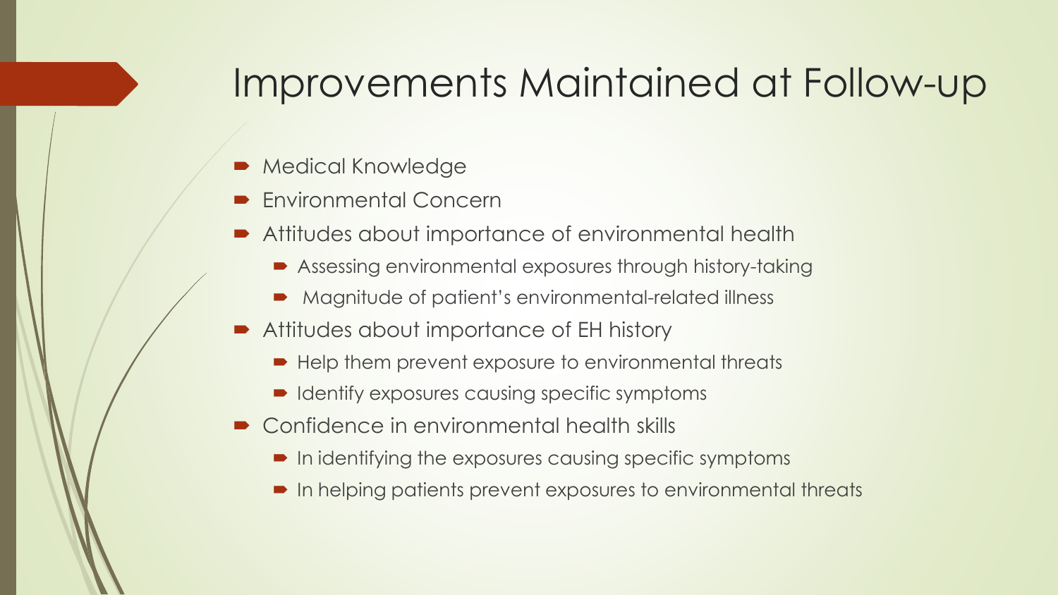# Improvements Maintained at Follow-up

- Medical Knowledge
- Environmental Concern
- Attitudes about importance of environmental health
  - Assessing environmental exposures through history-taking
  - Magnitude of patient's environmental-related illness
- Attitudes about importance of EH history
  - Help them prevent exposure to environmental threats
  - Identify exposures causing specific symptoms
- Confidence in environmental health skills
  - In identifying the exposures causing specific symptoms
  - In helping patients prevent exposures to environmental threats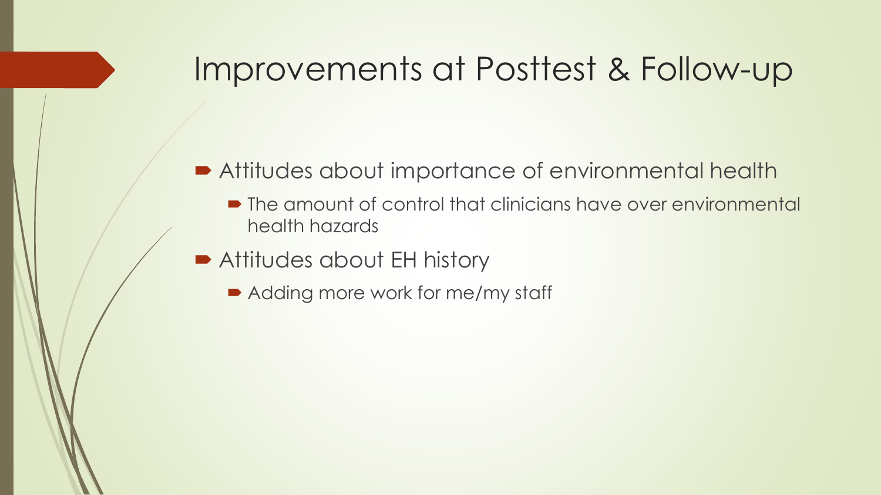# Improvements at Posttest & Follow-up

- Attitudes about importance of environmental health
  - The amount of control that clinicians have over environmental health hazards
- Attitudes about EH history
  - Adding more work for me/my staff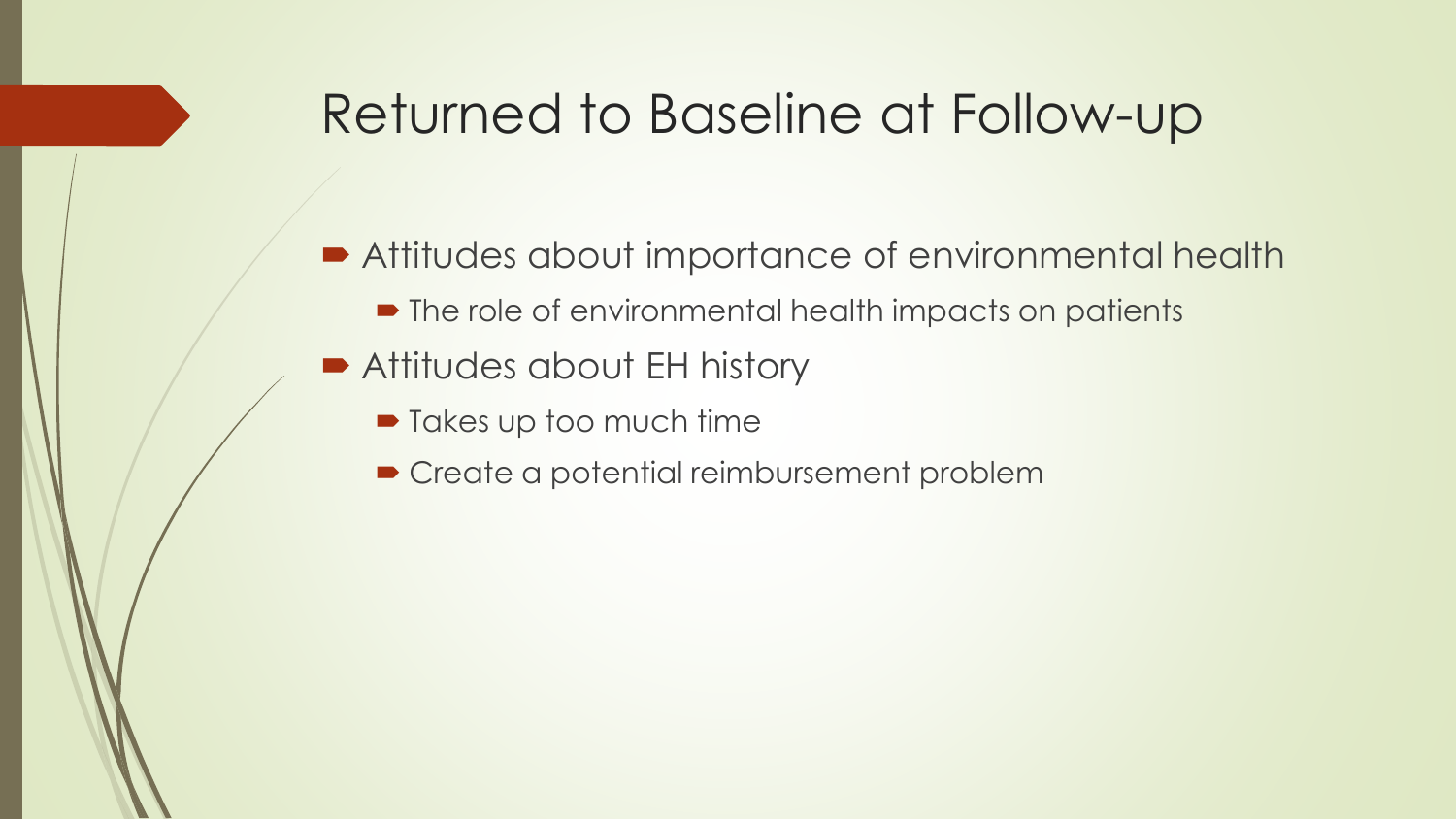# Returned to Baseline at Follow-up

- Attitudes about importance of environmental health
  - The role of environmental health impacts on patients
- Attitudes about EH history
  - Takes up too much time
  - Create a potential reimbursement problem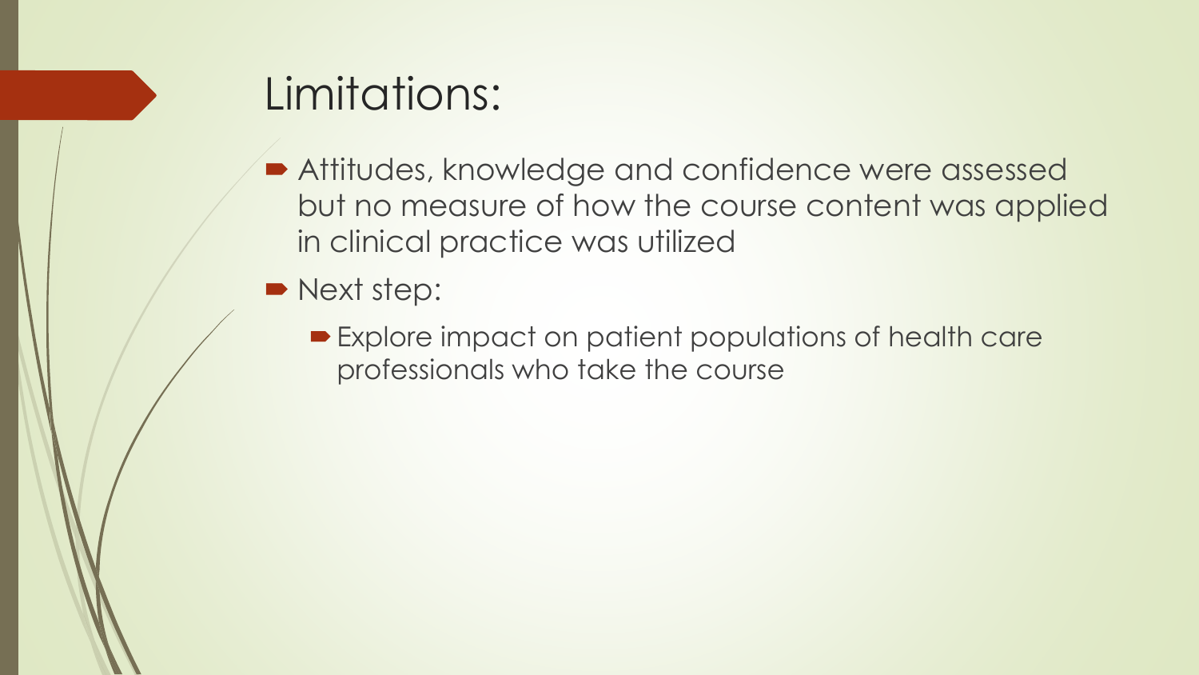# Limitations:

- Attitudes, knowledge and confidence were assessed but no measure of how the course content was applied in clinical practice was utilized
- Next step:
  - Explore impact on patient populations of health care professionals who take the course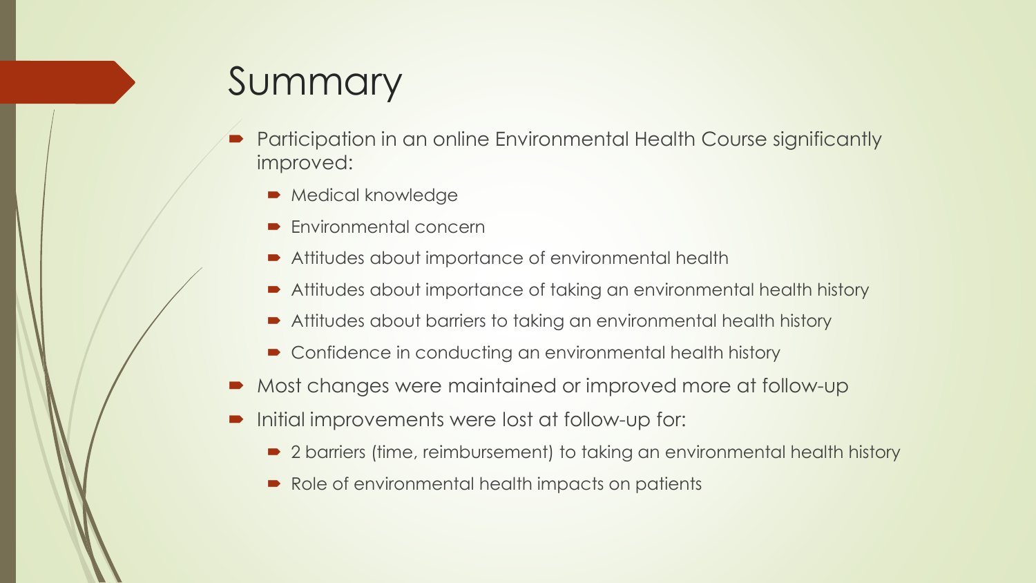# Summary

- Participation in an online Environmental Health Course significantly improved:
  - Medical knowledge
  - Environmental concern
  - Attitudes about importance of environmental health
  - Attitudes about importance of taking an environmental health history
  - Attitudes about barriers to taking an environmental health history
  - Confidence in conducting an environmental health history
- Most changes were maintained or improved more at follow-up
- Initial improvements were lost at follow-up for:
  - 2 barriers (time, reimbursement) to taking an environmental health history
  - Role of environmental health impacts on patients